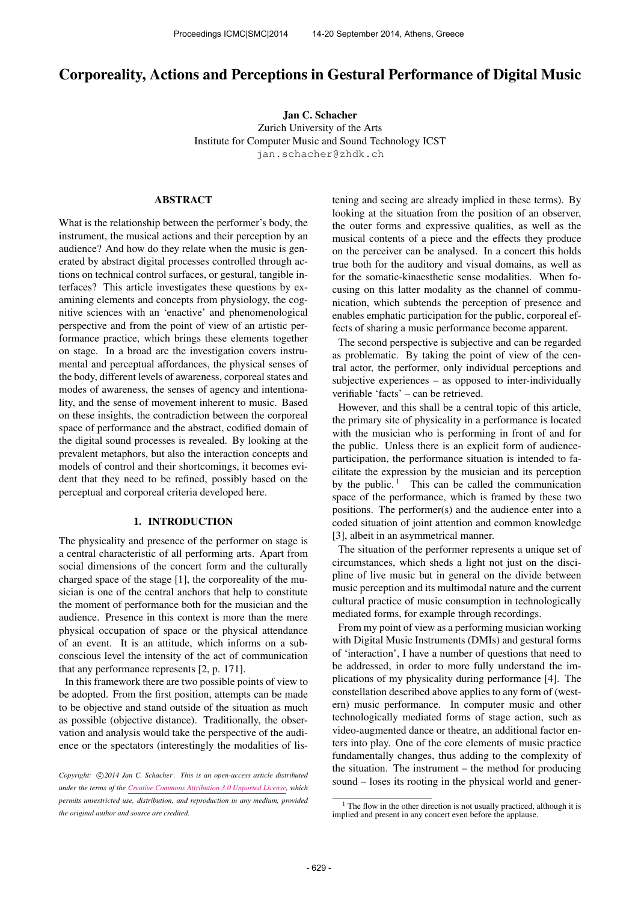# Corporeality, Actions and Perceptions in Gestural Performance of Digital Music

**Jan C. Schacher**
Zurich University of the Arts
Institute for Computer Music and Sound Technology ICST
jan.schacher@zhdk.ch

## ABSTRACT

What is the relationship between the performer's body, the instrument, the musical actions and their perception by an audience? And how do they relate when the music is generated by abstract digital processes controlled through actions on technical control surfaces, or gestural, tangible interfaces? This article investigates these questions by examining elements and concepts from physiology, the cognitive sciences with an 'enactive' and phenomenological perspective and from the point of view of an artistic performance practice, which brings these elements together on stage. In a broad arc the investigation covers instrumental and perceptual affordances, the physical senses of the body, different levels of awareness, corporeal states and modes of awareness, the senses of agency and intentionality, and the sense of movement inherent to music. Based on these insights, the contradiction between the corporeal space of performance and the abstract, codified domain of the digital sound processes is revealed. By looking at the prevalent metaphors, but also the interaction concepts and models of control and their shortcomings, it becomes evident that they need to be refined, possibly based on the perceptual and corporeal criteria developed here.

## 1. INTRODUCTION

The physicality and presence of the performer on stage is a central characteristic of all performing arts. Apart from social dimensions of the concert form and the culturally charged space of the stage [1], the corporeality of the musician is one of the central anchors that help to constitute the moment of performance both for the musician and the audience. Presence in this context is more than the mere physical occupation of space or the physical attendance of an event. It is an attitude, which informs on a subconscious level the intensity of the act of communication that any performance represents [2, p. 171].

In this framework there are two possible points of view to be adopted. From the first position, attempts can be made to be objective and stand outside of the situation as much as possible (objective distance). Traditionally, the observation and analysis would take the perspective of the audience or the spectators (interestingly the modalities of listening and seeing are already implied in these terms). By looking at the situation from the position of an observer, the outer forms and expressive qualities, as well as the musical contents of a piece and the effects they produce on the perceiver can be analysed. In a concert this holds true both for the auditory and visual domains, as well as for the somatic-kinaesthetic sense modalities. When focusing on this latter modality as the channel of communication, which subtends the perception of presence and enables emphatic participation for the public, corporeal effects of sharing a music performance become apparent.

The second perspective is subjective and can be regarded as problematic. By taking the point of view of the central actor, the performer, only individual perceptions and subjective experiences – as opposed to inter-individually verifiable 'facts' – can be retrieved.

However, and this shall be a central topic of this article, the primary site of physicality in a performance is located with the musician who is performing in front of and for the public. Unless there is an explicit form of audience-participation, the performance situation is intended to facilitate the expression by the musician and its perception by the public. [1] This can be called the communication space of the performance, which is framed by these two positions. The performer(s) and the audience enter into a coded situation of joint attention and common knowledge [3], albeit in an asymmetrical manner.

The situation of the performer represents a unique set of circumstances, which sheds a light not just on the discipline of live music but in general on the divide between music perception and its multimodal nature and the current cultural practice of music consumption in technologically mediated forms, for example through recordings.

From my point of view as a performing musician working with Digital Music Instruments (DMIs) and gestural forms of 'interaction', I have a number of questions that need to be addressed, in order to more fully understand the implications of my physicality during performance [4]. The constellation described above applies to any form of (western) music performance. In computer music and other technologically mediated forms of stage action, such as video-augmented dance or theatre, an additional factor enters into play. One of the core elements of music practice fundamentally changes, thus adding to the complexity of the situation. The instrument – the method for producing sound – loses its rooting in the physical world and gener-

[1] The flow in the other direction is not usually practiced, although it is implied and present in any concert even before the applause.

*Copyright: ©2014 Jan C. Schacher. This is an open-access article distributed under the terms of the Creative Commons Attribution 3.0 Unported License, which permits unrestricted use, distribution, and reproduction in any medium, provided the original author and source are credited.*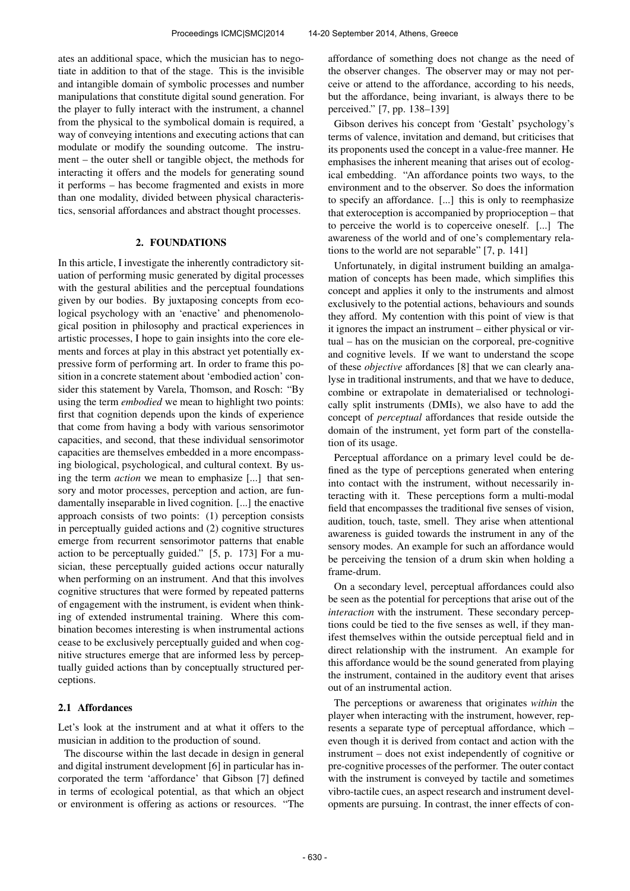ates an additional space, which the musician has to negotiate in addition to that of the stage. This is the invisible and intangible domain of symbolic processes and number manipulations that constitute digital sound generation. For the player to fully interact with the instrument, a channel from the physical to the symbolical domain is required, a way of conveying intentions and executing actions that can modulate or modify the sounding outcome. The instrument – the outer shell or tangible object, the methods for interacting it offers and the models for generating sound it performs – has become fragmented and exists in more than one modality, divided between physical characteristics, sensorial affordances and abstract thought processes.

## 2. FOUNDATIONS

In this article, I investigate the inherently contradictory situation of performing music generated by digital processes with the gestural abilities and the perceptual foundations given by our bodies. By juxtaposing concepts from ecological psychology with an 'enactive' and phenomenological position in philosophy and practical experiences in artistic processes, I hope to gain insights into the core elements and forces at play in this abstract yet potentially expressive form of performing art. In order to frame this position in a concrete statement about 'embodied action' consider this statement by Varela, Thomson, and Rosch: "By using the term *embodied* we mean to highlight two points: first that cognition depends upon the kinds of experience that come from having a body with various sensorimotor capacities, and second, that these individual sensorimotor capacities are themselves embedded in a more encompassing biological, psychological, and cultural context. By using the term *action* we mean to emphasize [...] that sensory and motor processes, perception and action, are fundamentally inseparable in lived cognition. [...] the enactive approach consists of two points: (1) perception consists in perceptually guided actions and (2) cognitive structures emerge from recurrent sensorimotor patterns that enable action to be perceptually guided." [5, p. 173] For a musician, these perceptually guided actions occur naturally when performing on an instrument. And that this involves cognitive structures that were formed by repeated patterns of engagement with the instrument, is evident when thinking of extended instrumental training. Where this combination becomes interesting is when instrumental actions cease to be exclusively perceptually guided and when cognitive structures emerge that are informed less by perceptually guided actions than by conceptually structured perceptions.

### 2.1 Affordances

Let's look at the instrument and at what it offers to the musician in addition to the production of sound.

The discourse within the last decade in design in general and digital instrument development [6] in particular has incorporated the term 'affordance' that Gibson [7] defined in terms of ecological potential, as that which an object or environment is offering as actions or resources. "The affordance of something does not change as the need of the observer changes. The observer may or may not perceive or attend to the affordance, according to his needs, but the affordance, being invariant, is always there to be perceived." [7, pp. 138–139]

Gibson derives his concept from 'Gestalt' psychology's terms of valence, invitation and demand, but criticises that its proponents used the concept in a value-free manner. He emphasises the inherent meaning that arises out of ecological embedding. "An affordance points two ways, to the environment and to the observer. So does the information to specify an affordance. [...] this is only to reemphasize that exteroception is accompanied by proprioception – that to perceive the world is to coperceive oneself. [...] The awareness of the world and of one's complementary relations to the world are not separable" [7, p. 141]

Unfortunately, in digital instrument building an amalgamation of concepts has been made, which simplifies this concept and applies it only to the instruments and almost exclusively to the potential actions, behaviours and sounds they afford. My contention with this point of view is that it ignores the impact an instrument – either physical or virtual – has on the musician on the corporeal, pre-cognitive and cognitive levels. If we want to understand the scope of these *objective* affordances [8] that we can clearly analyse in traditional instruments, and that we have to deduce, combine or extrapolate in dematerialised or technologically split instruments (DMIs), we also have to add the concept of *perceptual* affordances that reside outside the domain of the instrument, yet form part of the constellation of its usage.

Perceptual affordance on a primary level could be defined as the type of perceptions generated when entering into contact with the instrument, without necessarily interacting with it. These perceptions form a multi-modal field that encompasses the traditional five senses of vision, audition, touch, taste, smell. They arise when attentional awareness is guided towards the instrument in any of the sensory modes. An example for such an affordance would be perceiving the tension of a drum skin when holding a frame-drum.

On a secondary level, perceptual affordances could also be seen as the potential for perceptions that arise out of the *interaction* with the instrument. These secondary perceptions could be tied to the five senses as well, if they manifest themselves within the outside perceptual field and in direct relationship with the instrument. An example for this affordance would be the sound generated from playing the instrument, contained in the auditory event that arises out of an instrumental action.

The perceptions or awareness that originates *within* the player when interacting with the instrument, however, represents a separate type of perceptual affordance, which – even though it is derived from contact and action with the instrument – does not exist independently of cognitive or pre-cognitive processes of the performer. The outer contact with the instrument is conveyed by tactile and sometimes vibro-tactile cues, an aspect research and instrument developments are pursuing. In contrast, the inner effects of con-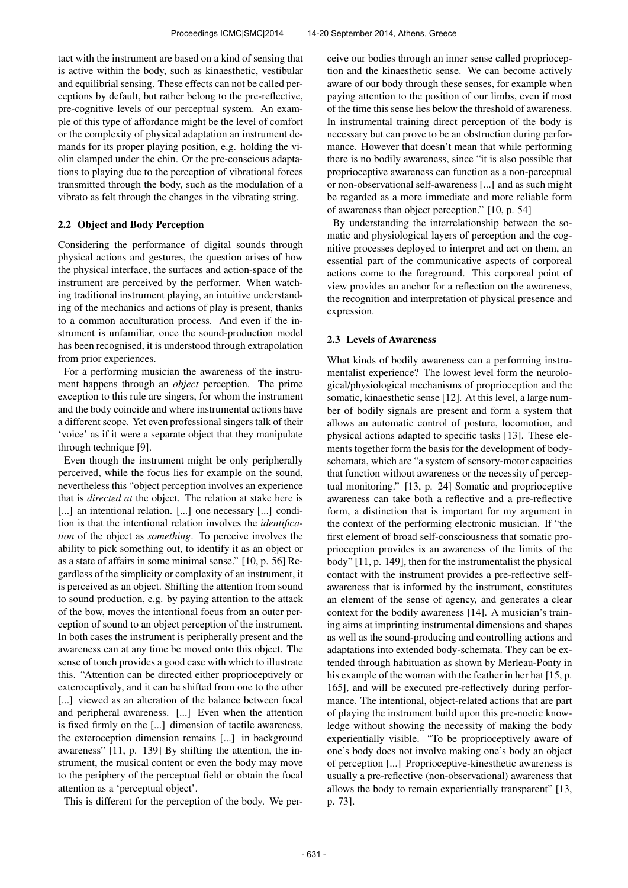tact with the instrument are based on a kind of sensing that is active within the body, such as kinaesthetic, vestibular and equilibrial sensing. These effects can not be called perceptions by default, but rather belong to the pre-reflective, pre-cognitive levels of our perceptual system. An example of this type of affordance might be the level of comfort or the complexity of physical adaptation an instrument demands for its proper playing position, e.g. holding the violin clamped under the chin. Or the pre-conscious adaptations to playing due to the perception of vibrational forces transmitted through the body, such as the modulation of a vibrato as felt through the changes in the vibrating string.

### 2.2 Object and Body Perception

Considering the performance of digital sounds through physical actions and gestures, the question arises of how the physical interface, the surfaces and action-space of the instrument are perceived by the performer. When watching traditional instrument playing, an intuitive understanding of the mechanics and actions of play is present, thanks to a common acculturation process. And even if the instrument is unfamiliar, once the sound-production model has been recognised, it is understood through extrapolation from prior experiences.

For a performing musician the awareness of the instrument happens through an *object* perception. The prime exception to this rule are singers, for whom the instrument and the body coincide and where instrumental actions have a different scope. Yet even professional singers talk of their 'voice' as if it were a separate object that they manipulate through technique [9].

Even though the instrument might be only peripherally perceived, while the focus lies for example on the sound, nevertheless this "object perception involves an experience that is *directed at* the object. The relation at stake here is [...] an intentional relation. [...] one necessary [...] condition is that the intentional relation involves the *identification* of the object as *something*. To perceive involves the ability to pick something out, to identify it as an object or as a state of affairs in some minimal sense." [10, p. 56] Regardless of the simplicity or complexity of an instrument, it is perceived as an object. Shifting the attention from sound to sound production, e.g. by paying attention to the attack of the bow, moves the intentional focus from an outer perception of sound to an object perception of the instrument. In both cases the instrument is peripherally present and the awareness can at any time be moved onto this object. The sense of touch provides a good case with which to illustrate this. "Attention can be directed either proprioceptively or exteroceptively, and it can be shifted from one to the other [...] viewed as an alteration of the balance between focal and peripheral awareness. [...] Even when the attention is fixed firmly on the [...] dimension of tactile awareness, the exteroception dimension remains [...] in background awareness" [11, p. 139] By shifting the attention, the instrument, the musical content or even the body may move to the periphery of the perceptual field or obtain the focal attention as a 'perceptual object'.

This is different for the perception of the body. We perceive our bodies through an inner sense called proprioception and the kinaesthetic sense. We can become actively aware of our body through these senses, for example when paying attention to the position of our limbs, even if most of the time this sense lies below the threshold of awareness. In instrumental training direct perception of the body is necessary but can prove to be an obstruction during performance. However that doesn't mean that while performing there is no bodily awareness, since "it is also possible that proprioceptive awareness can function as a non-perceptual or non-observational self-awareness [...] and as such might be regarded as a more immediate and more reliable form of awareness than object perception." [10, p. 54]

By understanding the interrelationship between the somatic and physiological layers of perception and the cognitive processes deployed to interpret and act on them, an essential part of the communicative aspects of corporeal actions come to the foreground. This corporeal point of view provides an anchor for a reflection on the awareness, the recognition and interpretation of physical presence and expression.

### 2.3 Levels of Awareness

What kinds of bodily awareness can a performing instrumentalist experience? The lowest level form the neurological/physiological mechanisms of proprioception and the somatic, kinaesthetic sense [12]. At this level, a large number of bodily signals are present and form a system that allows an automatic control of posture, locomotion, and physical actions adapted to specific tasks [13]. These elements together form the basis for the development of body-schemata, which are "a system of sensory-motor capacities that function without awareness or the necessity of perceptual monitoring." [13, p. 24] Somatic and proprioceptive awareness can take both a reflective and a pre-reflective form, a distinction that is important for my argument in the context of the performing electronic musician. If "the first element of broad self-consciousness that somatic proprioception provides is an awareness of the limits of the body" [11, p. 149], then for the instrumentalist the physical contact with the instrument provides a pre-reflective self-awareness that is informed by the instrument, constitutes an element of the sense of agency, and generates a clear context for the bodily awareness [14]. A musician's training aims at imprinting instrumental dimensions and shapes as well as the sound-producing and controlling actions and adaptations into extended body-schemata. They can be extended through habituation as shown by Merleau-Ponty in his example of the woman with the feather in her hat [15, p. 165], and will be executed pre-reflectively during performance. The intentional, object-related actions that are part of playing the instrument build upon this pre-noetic knowledge without showing the necessity of making the body experientially visible. "To be proprioceptively aware of one's body does not involve making one's body an object of perception [...] Proprioceptive-kinesthetic awareness is usually a pre-reflective (non-observational) awareness that allows the body to remain experientially transparent" [13, p. 73].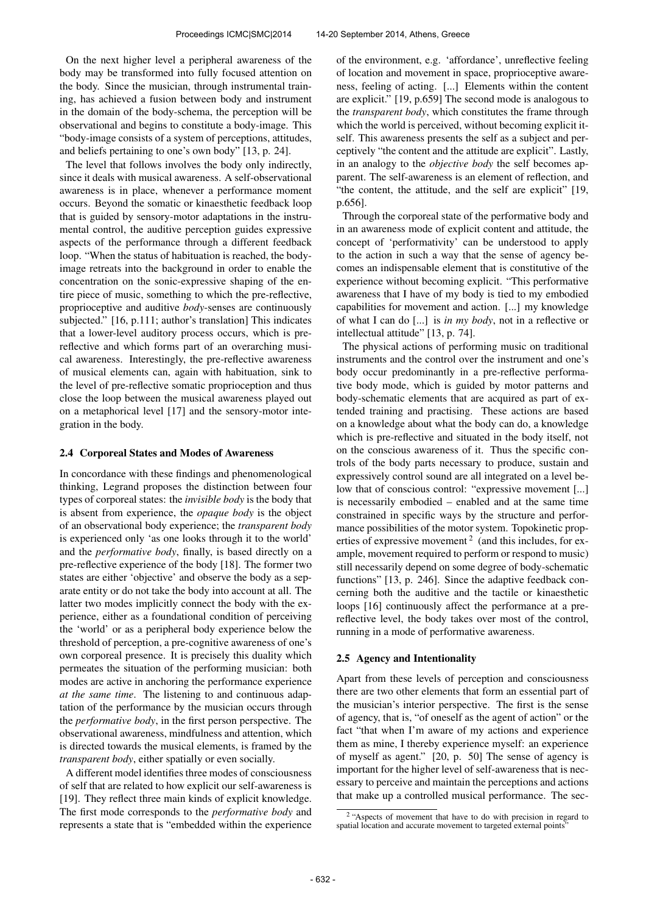On the next higher level a peripheral awareness of the body may be transformed into fully focused attention on the body. Since the musician, through instrumental training, has achieved a fusion between body and instrument in the domain of the body-schema, the perception will be observational and begins to constitute a body-image. This "body-image consists of a system of perceptions, attitudes, and beliefs pertaining to one's own body" [13, p. 24].

The level that follows involves the body only indirectly, since it deals with musical awareness. A self-observational awareness is in place, whenever a performance moment occurs. Beyond the somatic or kinaesthetic feedback loop that is guided by sensory-motor adaptations in the instrumental control, the auditive perception guides expressive aspects of the performance through a different feedback loop. "When the status of habituation is reached, the body-image retreats into the background in order to enable the concentration on the sonic-expressive shaping of the entire piece of music, something to which the pre-reflective, proprioceptive and auditive *body*-senses are continuously subjected." [16, p.111; author's translation] This indicates that a lower-level auditory process occurs, which is pre-reflective and which forms part of an overarching musical awareness. Interestingly, the pre-reflective awareness of musical elements can, again with habituation, sink to the level of pre-reflective somatic proprioception and thus close the loop between the musical awareness played out on a metaphorical level [17] and the sensory-motor integration in the body.

### 2.4 Corporeal States and Modes of Awareness

In concordance with these findings and phenomenological thinking, Legrand proposes the distinction between four types of corporeal states: the *invisible body* is the body that is absent from experience, the *opaque body* is the object of an observational body experience; the *transparent body* is experienced only 'as one looks through it to the world' and the *performative body*, finally, is based directly on a pre-reflective experience of the body [18]. The former two states are either 'objective' and observe the body as a separate entity or do not take the body into account at all. The latter two modes implicitly connect the body with the experience, either as a foundational condition of perceiving the 'world' or as a peripheral body experience below the threshold of perception, a pre-cognitive awareness of one's own corporeal presence. It is precisely this duality which permeates the situation of the performing musician: both modes are active in anchoring the performance experience *at the same time*. The listening to and continuous adaptation of the performance by the musician occurs through the *performative body*, in the first person perspective. The observational awareness, mindfulness and attention, which is directed towards the musical elements, is framed by the *transparent body*, either spatially or even socially.

A different model identifies three modes of consciousness of self that are related to how explicit our self-awareness is [19]. They reflect three main kinds of explicit knowledge. The first mode corresponds to the *performative body* and represents a state that is "embedded within the experience of the environment, e.g. 'affordance', unreflective feeling of location and movement in space, proprioceptive awareness, feeling of acting. [...] Elements within the content are explicit." [19, p.659] The second mode is analogous to the *transparent body*, which constitutes the frame through which the world is perceived, without becoming explicit itself. This awareness presents the self as a subject and perceptively "the content and the attitude are explicit". Lastly, in an analogy to the *objective body* the self becomes apparent. The self-awareness is an element of reflection, and "the content, the attitude, and the self are explicit" [19, p.656].

Through the corporeal state of the performative body and in an awareness mode of explicit content and attitude, the concept of 'performativity' can be understood to apply to the action in such a way that the sense of agency becomes an indispensable element that is constitutive of the experience without becoming explicit. "This performative awareness that I have of my body is tied to my embodied capabilities for movement and action. [...] my knowledge of what I can do [...] is *in my body*, not in a reflective or intellectual attitude" [13, p. 74].

The physical actions of performing music on traditional instruments and the control over the instrument and one's body occur predominantly in a pre-reflective performative body mode, which is guided by motor patterns and body-schematic elements that are acquired as part of extended training and practising. These actions are based on a knowledge about what the body can do, a knowledge which is pre-reflective and situated in the body itself, not on the conscious awareness of it. Thus the specific controls of the body parts necessary to produce, sustain and expressively control sound are all integrated on a level below that of conscious control: "expressive movement [...] is necessarily embodied – enabled and at the same time constrained in specific ways by the structure and performance possibilities of the motor system. Topokinetic properties of expressive movement [2] (and this includes, for example, movement required to perform or respond to music) still necessarily depend on some degree of body-schematic functions" [13, p. 246]. Since the adaptive feedback concerning both the auditive and the tactile or kinaesthetic loops [16] continuously affect the performance at a pre-reflective level, the body takes over most of the control, running in a mode of performative awareness.

### 2.5 Agency and Intentionality

Apart from these levels of perception and consciousness there are two other elements that form an essential part of the musician's interior perspective. The first is the sense of agency, that is, "of oneself as the agent of action" or the fact "that when I'm aware of my actions and experience them as mine, I thereby experience myself: an experience of myself as agent." [20, p. 50] The sense of agency is important for the higher level of self-awareness that is necessary to perceive and maintain the perceptions and actions that make up a controlled musical performance. The sec-

[2] "Aspects of movement that have to do with precision in regard to spatial location and accurate movement to targeted external points"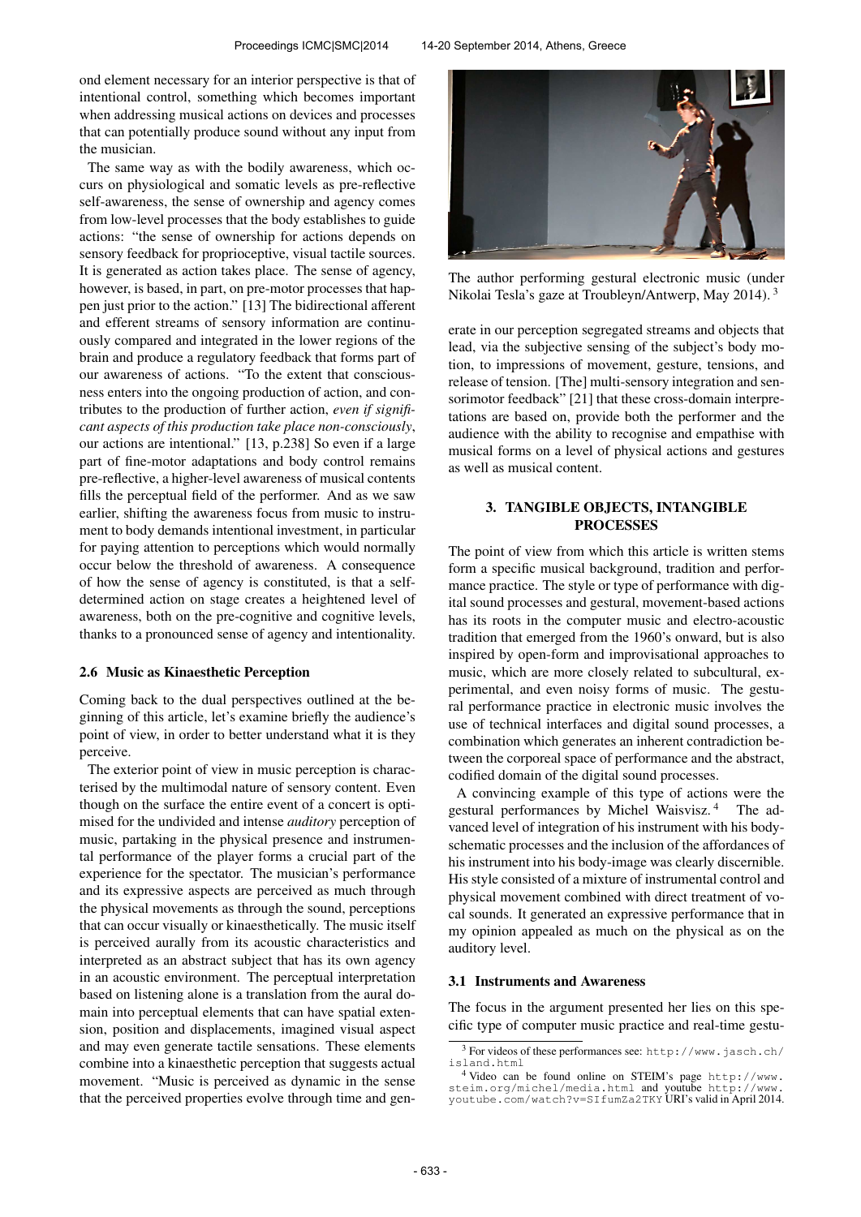ond element necessary for an interior perspective is that of intentional control, something which becomes important when addressing musical actions on devices and processes that can potentially produce sound without any input from the musician.

The same way as with the bodily awareness, which occurs on physiological and somatic levels as pre-reflective self-awareness, the sense of ownership and agency comes from low-level processes that the body establishes to guide actions: "the sense of ownership for actions depends on sensory feedback for proprioceptive, visual tactile sources. It is generated as action takes place. The sense of agency, however, is based, in part, on pre-motor processes that happen just prior to the action." [13] The bidirectional afferent and efferent streams of sensory information are continuously compared and integrated in the lower regions of the brain and produce a regulatory feedback that forms part of our awareness of actions. "To the extent that consciousness enters into the ongoing production of action, and contributes to the production of further action, *even if significant aspects of this production take place non-consciously*, our actions are intentional." [13, p.238] So even if a large part of fine-motor adaptations and body control remains pre-reflective, a higher-level awareness of musical contents fills the perceptual field of the performer. And as we saw earlier, shifting the awareness focus from music to instrument to body demands intentional investment, in particular for paying attention to perceptions which would normally occur below the threshold of awareness. A consequence of how the sense of agency is constituted, is that a self-determined action on stage creates a heightened level of awareness, both on the pre-cognitive and cognitive levels, thanks to a pronounced sense of agency and intentionality.

### 2.6 Music as Kinaesthetic Perception

Coming back to the dual perspectives outlined at the beginning of this article, let's examine briefly the audience's point of view, in order to better understand what it is they perceive.

The exterior point of view in music perception is characterised by the multimodal nature of sensory content. Even though on the surface the entire event of a concert is optimised for the undivided and intense *auditory* perception of music, partaking in the physical presence and instrumental performance of the player forms a crucial part of the experience for the spectator. The musician's performance and its expressive aspects are perceived as much through the physical movements as through the sound, perceptions that can occur visually or kinaesthetically. The music itself is perceived aurally from its acoustic characteristics and interpreted as an abstract subject that has its own agency in an acoustic environment. The perceptual interpretation based on listening alone is a translation from the aural domain into perceptual elements that can have spatial extension, position and displacements, imagined visual aspect and may even generate tactile sensations. These elements combine into a kinaesthetic perception that suggests actual movement. "Music is perceived as dynamic in the sense that the perceived properties evolve through time and generate in our perception segregated streams and objects that lead, via the subjective sensing of the subject's body motion, to impressions of movement, gesture, tensions, and release of tension. [The] multi-sensory integration and sensorimotor feedback" [21] that these cross-domain interpretations are based on, provide both the performer and the audience with the ability to recognise and empathise with musical forms on a level of physical actions and gestures as well as musical content.

The author performing gestural electronic music (under Nikolai Tesla's gaze at Troubleyn/Antwerp, May 2014). [3]

## 3. TANGIBLE OBJECTS, INTANGIBLE PROCESSES

The point of view from which this article is written stems form a specific musical background, tradition and performance practice. The style or type of performance with digital sound processes and gestural, movement-based actions has its roots in the computer music and electro-acoustic tradition that emerged from the 1960's onward, but is also inspired by open-form and improvisational approaches to music, which are more closely related to subcultural, experimental, and even noisy forms of music. The gestural performance practice in electronic music involves the use of technical interfaces and digital sound processes, a combination which generates an inherent contradiction between the corporeal space of performance and the abstract, codified domain of the digital sound processes.

A convincing example of this type of actions were the gestural performances by Michel Waisvisz. [4] The advanced level of integration of his instrument with his body-schematic processes and the inclusion of the affordances of his instrument into his body-image was clearly discernible. His style consisted of a mixture of instrumental control and physical movement combined with direct treatment of vocal sounds. It generated an expressive performance that in my opinion appealed as much on the physical as on the auditory level.

### 3.1 Instruments and Awareness

The focus in the argument presented her lies on this specific type of computer music practice and real-time gestu-

[3] For videos of these performances see: http://www.jasch.ch/island.html

[4] Video can be found online on STEIM's page http://www.steim.org/michel/media.html and youtube http://www.youtube.com/watch?v=SIfumZa2TKY URI's valid in April 2014.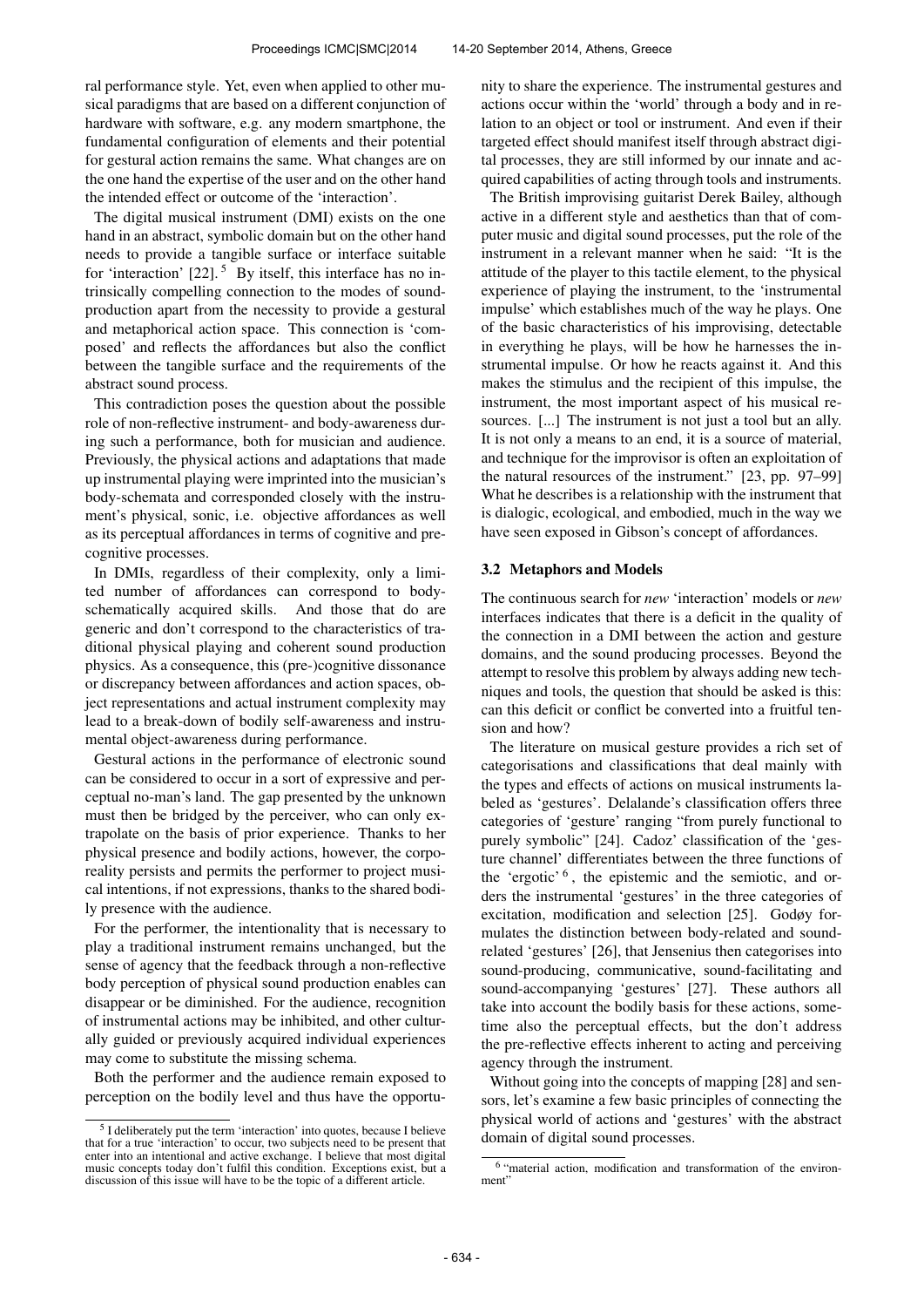ral performance style. Yet, even when applied to other musical paradigms that are based on a different conjunction of hardware with software, e.g. any modern smartphone, the fundamental configuration of elements and their potential for gestural action remains the same. What changes are on the one hand the expertise of the user and on the other hand the intended effect or outcome of the 'interaction'.

The digital musical instrument (DMI) exists on the one hand in an abstract, symbolic domain but on the other hand needs to provide a tangible surface or interface suitable for 'interaction' [22]. [5] By itself, this interface has no intrinsically compelling connection to the modes of sound-production apart from the necessity to provide a gestural and metaphorical action space. This connection is 'composed' and reflects the affordances but also the conflict between the tangible surface and the requirements of the abstract sound process.

This contradiction poses the question about the possible role of non-reflective instrument- and body-awareness during such a performance, both for musician and audience. Previously, the physical actions and adaptations that made up instrumental playing were imprinted into the musician's body-schemata and corresponded closely with the instrument's physical, sonic, i.e. objective affordances as well as its perceptual affordances in terms of cognitive and pre-cognitive processes.

In DMIs, regardless of their complexity, only a limited number of affordances can correspond to body-schematically acquired skills. And those that do are generic and don't correspond to the characteristics of traditional physical playing and coherent sound production physics. As a consequence, this (pre-)cognitive dissonance or discrepancy between affordances and action spaces, object representations and actual instrument complexity may lead to a break-down of bodily self-awareness and instrumental object-awareness during performance.

Gestural actions in the performance of electronic sound can be considered to occur in a sort of expressive and perceptual no-man's land. The gap presented by the unknown must then be bridged by the perceiver, who can only extrapolate on the basis of prior experience. Thanks to her physical presence and bodily actions, however, the corporeality persists and permits the performer to project musical intentions, if not expressions, thanks to the shared bodily presence with the audience.

For the performer, the intentionality that is necessary to play a traditional instrument remains unchanged, but the sense of agency that the feedback through a non-reflective body perception of physical sound production enables can disappear or be diminished. For the audience, recognition of instrumental actions may be inhibited, and other culturally guided or previously acquired individual experiences may come to substitute the missing schema.

Both the performer and the audience remain exposed to perception on the bodily level and thus have the opportunity to share the experience. The instrumental gestures and actions occur within the 'world' through a body and in relation to an object or tool or instrument. And even if their targeted effect should manifest itself through abstract digital processes, they are still informed by our innate and acquired capabilities of acting through tools and instruments.

The British improvising guitarist Derek Bailey, although active in a different style and aesthetics than that of computer music and digital sound processes, put the role of the instrument in a relevant manner when he said: "It is the attitude of the player to this tactile element, to the physical experience of playing the instrument, to the 'instrumental impulse' which establishes much of the way he plays. One of the basic characteristics of his improvising, detectable in everything he plays, will be how he harnesses the instrumental impulse. Or how he reacts against it. And this makes the stimulus and the recipient of this impulse, the instrument, the most important aspect of his musical resources. [...] The instrument is not just a tool but an ally. It is not only a means to an end, it is a source of material, and technique for the improvisor is often an exploitation of the natural resources of the instrument." [23, pp. 97–99] What he describes is a relationship with the instrument that is dialogic, ecological, and embodied, much in the way we have seen exposed in Gibson's concept of affordances.

### 3.2 Metaphors and Models

The continuous search for *new* 'interaction' models or *new* interfaces indicates that there is a deficit in the quality of the connection in a DMI between the action and gesture domains, and the sound producing processes. Beyond the attempt to resolve this problem by always adding new techniques and tools, the question that should be asked is this: can this deficit or conflict be converted into a fruitful tension and how?

The literature on musical gesture provides a rich set of categorisations and classifications that deal mainly with the types and effects of actions on musical instruments labeled as 'gestures'. Delalande's classification offers three categories of 'gesture' ranging "from purely functional to purely symbolic" [24]. Cadoz' classification of the 'gesture channel' differentiates between the three functions of the 'ergotic' [6], the epistemic and the semiotic, and orders the instrumental 'gestures' in the three categories of excitation, modification and selection [25]. Godøy formulates the distinction between body-related and sound-related 'gestures' [26], that Jensenius then categorises into sound-producing, communicative, sound-facilitating and sound-accompanying 'gestures' [27]. These authors all take into account the bodily basis for these actions, sometime also the perceptual effects, but the don't address the pre-reflective effects inherent to acting and perceiving agency through the instrument.

Without going into the concepts of mapping [28] and sensors, let's examine a few basic principles of connecting the physical world of actions and 'gestures' with the abstract domain of digital sound processes.

[5] I deliberately put the term 'interaction' into quotes, because I believe that for a true 'interaction' to occur, two subjects need to be present that enter into an intentional and active exchange. I believe that most digital music concepts today don't fulfil this condition. Exceptions exist, but a discussion of this issue will have to be the topic of a different article.

[6] "material action, modification and transformation of the environment"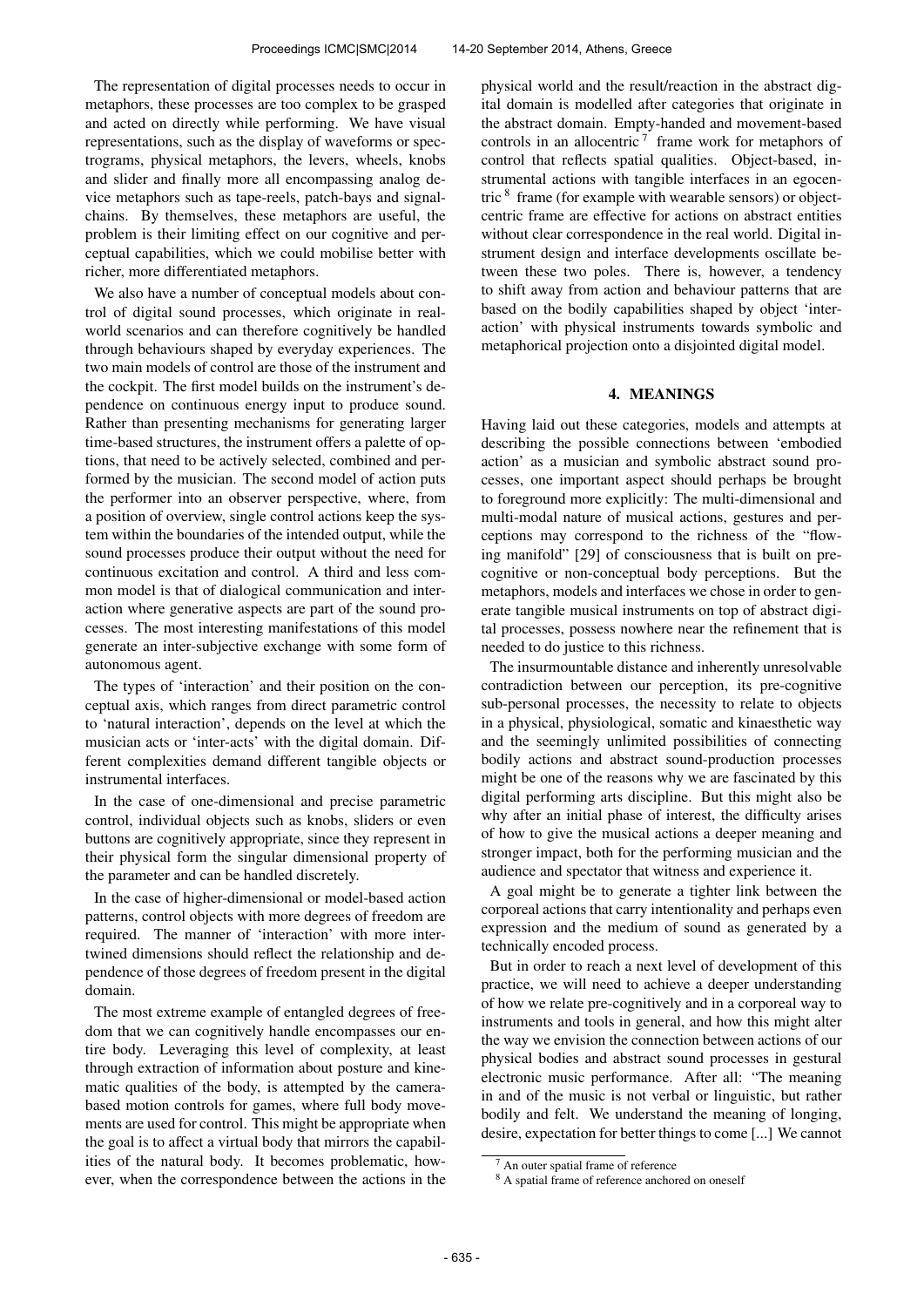The representation of digital processes needs to occur in metaphors, these processes are too complex to be grasped and acted on directly while performing. We have visual representations, such as the display of waveforms or spectrograms, physical metaphors, the levers, wheels, knobs and slider and finally more all encompassing analog device metaphors such as tape-reels, patch-bays and signal-chains. By themselves, these metaphors are useful, the problem is their limiting effect on our cognitive and perceptual capabilities, which we could mobilise better with richer, more differentiated metaphors.

We also have a number of conceptual models about control of digital sound processes, which originate in real-world scenarios and can therefore cognitively be handled through behaviours shaped by everyday experiences. The two main models of control are those of the instrument and the cockpit. The first model builds on the instrument's dependence on continuous energy input to produce sound. Rather than presenting mechanisms for generating larger time-based structures, the instrument offers a palette of options, that need to be actively selected, combined and performed by the musician. The second model of action puts the performer into an observer perspective, where, from a position of overview, single control actions keep the system within the boundaries of the intended output, while the sound processes produce their output without the need for continuous excitation and control. A third and less common model is that of dialogical communication and interaction where generative aspects are part of the sound processes. The most interesting manifestations of this model generate an inter-subjective exchange with some form of autonomous agent.

The types of 'interaction' and their position on the conceptual axis, which ranges from direct parametric control to 'natural interaction', depends on the level at which the musician acts or 'inter-acts' with the digital domain. Different complexities demand different tangible objects or instrumental interfaces.

In the case of one-dimensional and precise parametric control, individual objects such as knobs, sliders or even buttons are cognitively appropriate, since they represent in their physical form the singular dimensional property of the parameter and can be handled discretely.

In the case of higher-dimensional or model-based action patterns, control objects with more degrees of freedom are required. The manner of 'interaction' with more intertwined dimensions should reflect the relationship and dependence of those degrees of freedom present in the digital domain.

The most extreme example of entangled degrees of freedom that we can cognitively handle encompasses our entire body. Leveraging this level of complexity, at least through extraction of information about posture and kinematic qualities of the body, is attempted by the camera-based motion controls for games, where full body movements are used for control. This might be appropriate when the goal is to affect a virtual body that mirrors the capabilities of the natural body. It becomes problematic, however, when the correspondence between the actions in the physical world and the result/reaction in the abstract digital domain is modelled after categories that originate in the abstract domain. Empty-handed and movement-based controls in an allocentric [7] frame work for metaphors of control that reflects spatial qualities. Object-based, instrumental actions with tangible interfaces in an egocentric [8] frame (for example with wearable sensors) or object-centric frame are effective for actions on abstract entities without clear correspondence in the real world. Digital instrument design and interface developments oscillate between these two poles. There is, however, a tendency to shift away from action and behaviour patterns that are based on the bodily capabilities shaped by object 'interaction' with physical instruments towards symbolic and metaphorical projection onto a disjointed digital model.

## 4. MEANINGS

Having laid out these categories, models and attempts at describing the possible connections between 'embodied action' as a musician and symbolic abstract sound processes, one important aspect should perhaps be brought to foreground more explicitly: The multi-dimensional and multi-modal nature of musical actions, gestures and perceptions may correspond to the richness of the "flowing manifold" [29] of consciousness that is built on pre-cognitive or non-conceptual body perceptions. But the metaphors, models and interfaces we chose in order to generate tangible musical instruments on top of abstract digital processes, possess nowhere near the refinement that is needed to do justice to this richness.

The insurmountable distance and inherently unresolvable contradiction between our perception, its pre-cognitive sub-personal processes, the necessity to relate to objects in a physical, physiological, somatic and kinaesthetic way and the seemingly unlimited possibilities of connecting bodily actions and abstract sound-production processes might be one of the reasons why we are fascinated by this digital performing arts discipline. But this might also be why after an initial phase of interest, the difficulty arises of how to give the musical actions a deeper meaning and stronger impact, both for the performing musician and the audience and spectator that witness and experience it.

A goal might be to generate a tighter link between the corporeal actions that carry intentionality and perhaps even expression and the medium of sound as generated by a technically encoded process.

But in order to reach a next level of development of this practice, we will need to achieve a deeper understanding of how we relate pre-cognitively and in a corporeal way to instruments and tools in general, and how this might alter the way we envision the connection between actions of our physical bodies and abstract sound processes in gestural electronic music performance. After all: "The meaning in and of the music is not verbal or linguistic, but rather bodily and felt. We understand the meaning of longing, desire, expectation for better things to come [...] We cannot

[7] An outer spatial frame of reference

[8] A spatial frame of reference anchored on oneself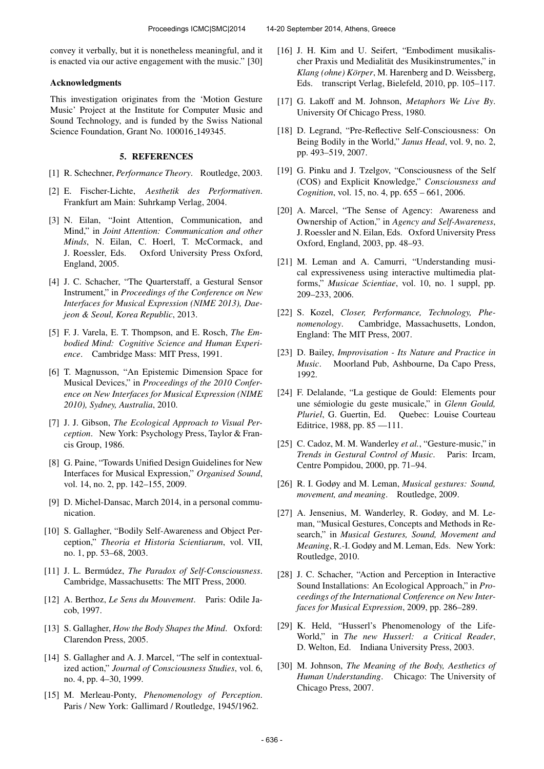convey it verbally, but it is nonetheless meaningful, and it is enacted via our active engagement with the music." [30]

### Acknowledgments

This investigation originates from the 'Motion Gesture Music' Project at the Institute for Computer Music and Sound Technology, and is funded by the Swiss National Science Foundation, Grant No. 100016_149345.

## 5. REFERENCES

[1] R. Schechner, *Performance Theory*. Routledge, 2003.

[2] E. Fischer-Lichte, *Aesthetik des Performativen*. Frankfurt am Main: Suhrkamp Verlag, 2004.

[3] N. Eilan, "Joint Attention, Communication, and Mind," in *Joint Attention: Communication and other Minds*, N. Eilan, C. Hoerl, T. McCormack, and J. Roessler, Eds. Oxford University Press Oxford, England, 2005.

[4] J. C. Schacher, "The Quarterstaff, a Gestural Sensor Instrument," in *Proceedings of the Conference on New Interfaces for Musical Expression (NIME 2013), Daejeon & Seoul, Korea Republic*, 2013.

[5] F. J. Varela, E. T. Thompson, and E. Rosch, *The Embodied Mind: Cognitive Science and Human Experience*. Cambridge Mass: MIT Press, 1991.

[6] T. Magnusson, "An Epistemic Dimension Space for Musical Devices," in *Proceedings of the 2010 Conference on New Interfaces for Musical Expression (NIME 2010), Sydney, Australia*, 2010.

[7] J. J. Gibson, *The Ecological Approach to Visual Perception*. New York: Psychology Press, Taylor & Francis Group, 1986.

[8] G. Paine, "Towards Unified Design Guidelines for New Interfaces for Musical Expression," *Organised Sound*, vol. 14, no. 2, pp. 142–155, 2009.

[9] D. Michel-Dansac, March 2014, in a personal communication.

[10] S. Gallagher, "Bodily Self-Awareness and Object Perception," *Theoria et Historia Scientiarum*, vol. VII, no. 1, pp. 53–68, 2003.

[11] J. L. Bermúdez, *The Paradox of Self-Consciousness*. Cambridge, Massachusetts: The MIT Press, 2000.

[12] A. Berthoz, *Le Sens du Mouvement*. Paris: Odile Jacob, 1997.

[13] S. Gallagher, *How the Body Shapes the Mind*. Oxford: Clarendon Press, 2005.

[14] S. Gallagher and A. J. Marcel, "The self in contextualized action," *Journal of Consciousness Studies*, vol. 6, no. 4, pp. 4–30, 1999.

[15] M. Merleau-Ponty, *Phenomenology of Perception*. Paris / New York: Gallimard / Routledge, 1945/1962.

[16] J. H. Kim and U. Seifert, "Embodiment musikalischer Praxis und Medialität des Musikinstrumentes," in *Klang (ohne) Körper*, M. Harenberg and D. Weissberg, Eds. transcript Verlag, Bielefeld, 2010, pp. 105–117.

[17] G. Lakoff and M. Johnson, *Metaphors We Live By*. University Of Chicago Press, 1980.

[18] D. Legrand, "Pre-Reflective Self-Consciousness: On Being Bodily in the World," *Janus Head*, vol. 9, no. 2, pp. 493–519, 2007.

[19] G. Pinku and J. Tzelgov, "Consciousness of the Self (COS) and Explicit Knowledge," *Consciousness and Cognition*, vol. 15, no. 4, pp. 655 – 661, 2006.

[20] A. Marcel, "The Sense of Agency: Awareness and Ownership of Action," in *Agency and Self-Awareness*, J. Roessler and N. Eilan, Eds. Oxford University Press Oxford, England, 2003, pp. 48–93.

[21] M. Leman and A. Camurri, "Understanding musical expressiveness using interactive multimedia platforms," *Musicae Scientiae*, vol. 10, no. 1 suppl, pp. 209–233, 2006.

[22] S. Kozel, *Closer, Performance, Technology, Phenomenology*. Cambridge, Massachusetts, London, England: The MIT Press, 2007.

[23] D. Bailey, *Improvisation - Its Nature and Practice in Music*. Moorland Pub, Ashbourne, Da Capo Press, 1992.

[24] F. Delalande, "La gestique de Gould: Elements pour une sémiologie du geste musicale," in *Glenn Gould, Pluriel*, G. Guertin, Ed. Quebec: Louise Courteau Editrice, 1988, pp. 85 —111.

[25] C. Cadoz, M. M. Wanderley *et al.*, "Gesture-music," in *Trends in Gestural Control of Music*. Paris: Ircam, Centre Pompidou, 2000, pp. 71–94.

[26] R. I. Godøy and M. Leman, *Musical gestures: Sound, movement, and meaning*. Routledge, 2009.

[27] A. Jensenius, M. Wanderley, R. Godøy, and M. Leman, "Musical Gestures, Concepts and Methods in Research," in *Musical Gestures, Sound, Movement and Meaning*, R.-I. Godøy and M. Leman, Eds. New York: Routledge, 2010.

[28] J. C. Schacher, "Action and Perception in Interactive Sound Installations: An Ecological Approach," in *Proceedings of the International Conference on New Interfaces for Musical Expression*, 2009, pp. 286–289.

[29] K. Held, "Husserl's Phenomenology of the Life-World," in *The new Husserl: a Critical Reader*, D. Welton, Ed. Indiana University Press, 2003.

[30] M. Johnson, *The Meaning of the Body, Aesthetics of Human Understanding*. Chicago: The University of Chicago Press, 2007.